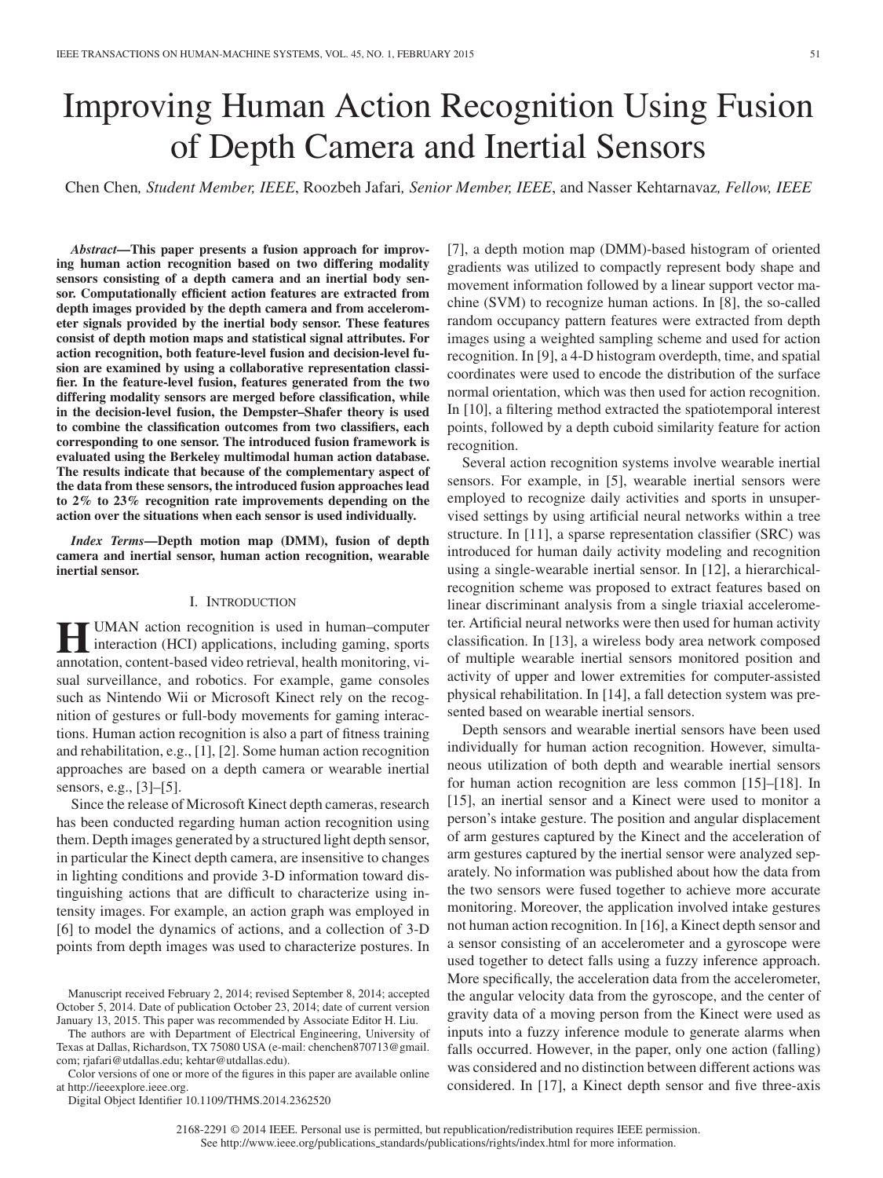# Improving Human Action Recognition Using Fusion of Depth Camera and Inertial Sensors

Chen Chen, *Student Member, IEEE*, Roozbeh Jafari, *Senior Member, IEEE*, and Nasser Kehtarnavaz, *Fellow, IEEE*

***Abstract*—This paper presents a fusion approach for improving human action recognition based on two differing modality sensors consisting of a depth camera and an inertial body sensor. Computationally efficient action features are extracted from depth images provided by the depth camera and from accelerometer signals provided by the inertial body sensor. These features consist of depth motion maps and statistical signal attributes. For action recognition, both feature-level fusion and decision-level fusion are examined by using a collaborative representation classifier. In the feature-level fusion, features generated from the two differing modality sensors are merged before classification, while in the decision-level fusion, the Dempster–Shafer theory is used to combine the classification outcomes from two classifiers, each corresponding to one sensor. The introduced fusion framework is evaluated using the Berkeley multimodal human action database. The results indicate that because of the complementary aspect of the data from these sensors, the introduced fusion approaches lead to 2% to 23% recognition rate improvements depending on the action over the situations when each sensor is used individually.**

***Index Terms*—Depth motion map (DMM), fusion of depth camera and inertial sensor, human action recognition, wearable inertial sensor.**

## I. Introduction

HUMAN action recognition is used in human–computer interaction (HCI) applications, including gaming, sports annotation, content-based video retrieval, health monitoring, visual surveillance, and robotics. For example, game consoles such as Nintendo Wii or Microsoft Kinect rely on the recognition of gestures or full-body movements for gaming interactions. Human action recognition is also a part of fitness training and rehabilitation, e.g., [1], [2]. Some human action recognition approaches are based on a depth camera or wearable inertial sensors, e.g., [3]–[5].

Since the release of Microsoft Kinect depth cameras, research has been conducted regarding human action recognition using them. Depth images generated by a structured light depth sensor, in particular the Kinect depth camera, are insensitive to changes in lighting conditions and provide 3-D information toward distinguishing actions that are difficult to characterize using intensity images. For example, an action graph was employed in [6] to model the dynamics of actions, and a collection of 3-D points from depth images was used to characterize postures. In [7], a depth motion map (DMM)-based histogram of oriented gradients was utilized to compactly represent body shape and movement information followed by a linear support vector machine (SVM) to recognize human actions. In [8], the so-called random occupancy pattern features were extracted from depth images using a weighted sampling scheme and used for action recognition. In [9], a 4-D histogram overdepth, time, and spatial coordinates were used to encode the distribution of the surface normal orientation, which was then used for action recognition. In [10], a filtering method extracted the spatiotemporal interest points, followed by a depth cuboid similarity feature for action recognition.

Several action recognition systems involve wearable inertial sensors. For example, in [5], wearable inertial sensors were employed to recognize daily activities and sports in unsupervised settings by using artificial neural networks within a tree structure. In [11], a sparse representation classifier (SRC) was introduced for human daily activity modeling and recognition using a single-wearable inertial sensor. In [12], a hierarchical-recognition scheme was proposed to extract features based on linear discriminant analysis from a single triaxial accelerometer. Artificial neural networks were then used for human activity classification. In [13], a wireless body area network composed of multiple wearable inertial sensors monitored position and activity of upper and lower extremities for computer-assisted physical rehabilitation. In [14], a fall detection system was presented based on wearable inertial sensors.

Depth sensors and wearable inertial sensors have been used individually for human action recognition. However, simultaneous utilization of both depth and wearable inertial sensors for human action recognition are less common [15]–[18]. In [15], an inertial sensor and a Kinect were used to monitor a person's intake gesture. The position and angular displacement of arm gestures captured by the Kinect and the acceleration of arm gestures captured by the inertial sensor were analyzed separately. No information was published about how the data from the two sensors were fused together to achieve more accurate monitoring. Moreover, the application involved intake gestures not human action recognition. In [16], a Kinect depth sensor and a sensor consisting of an accelerometer and a gyroscope were used together to detect falls using a fuzzy inference approach. More specifically, the acceleration data from the accelerometer, the angular velocity data from the gyroscope, and the center of gravity data of a moving person from the Kinect were used as inputs into a fuzzy inference module to generate alarms when falls occurred. However, in the paper, only one action (falling) was considered and no distinction between different actions was considered. In [17], a Kinect depth sensor and five three-axis

Manuscript received February 2, 2014; revised September 8, 2014; accepted October 5, 2014. Date of publication October 23, 2014; date of current version January 13, 2015. This paper was recommended by Associate Editor H. Liu.

The authors are with Department of Electrical Engineering, University of Texas at Dallas, Richardson, TX 75080 USA (e-mail: chenchen870713@gmail.com; rjafari@utdallas.edu; kehtar@utdallas.edu).

Color versions of one or more of the figures in this paper are available online at http://ieeexplore.ieee.org.

Digital Object Identifier 10.1109/THMS.2014.2362520

2168-2291 © 2014 IEEE. Personal use is permitted, but republication/redistribution requires IEEE permission. See http://www.ieee.org/publications_standards/publications/rights/index.html for more information.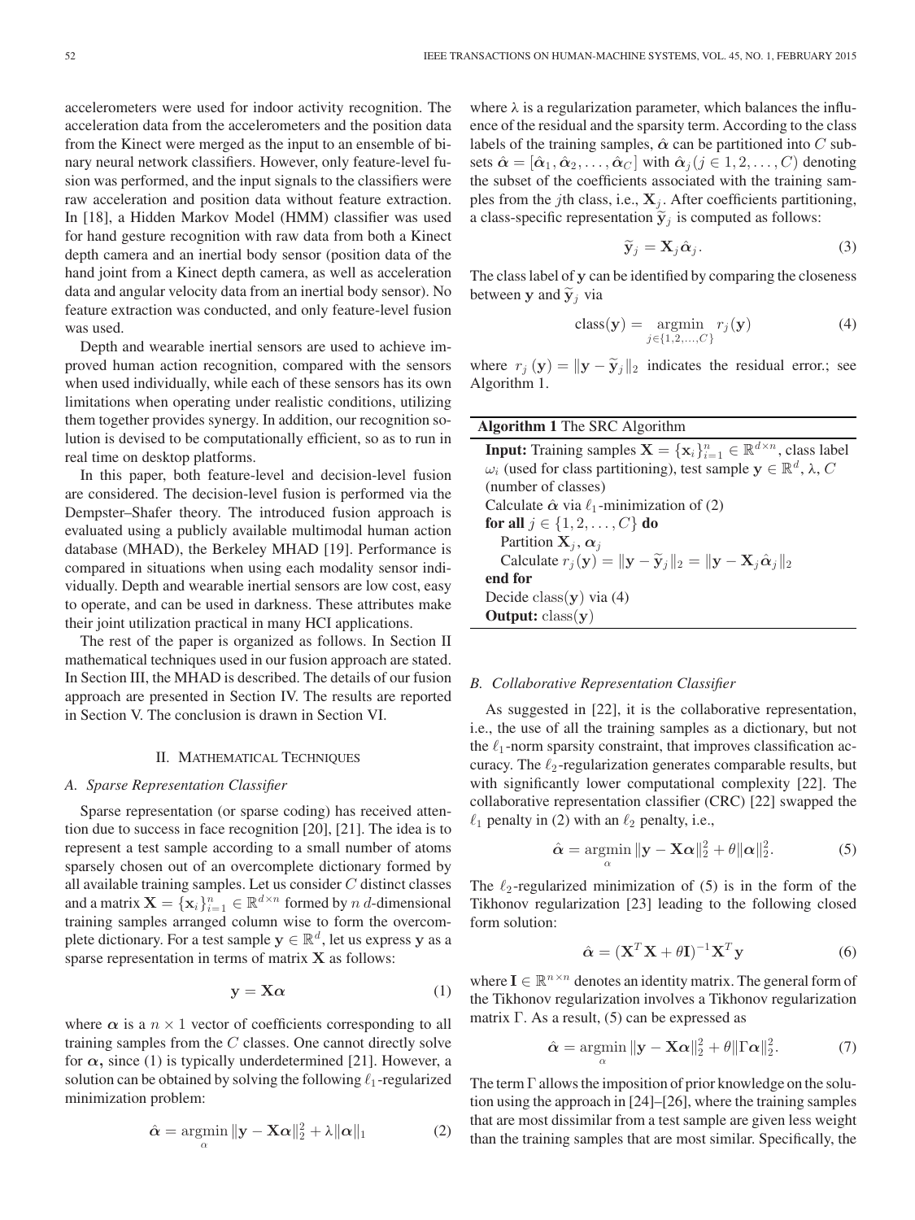accelerometers were used for indoor activity recognition. The acceleration data from the accelerometers and the position data from the Kinect were merged as the input to an ensemble of binary neural network classifiers. However, only feature-level fusion was performed, and the input signals to the classifiers were raw acceleration and position data without feature extraction. In [18], a Hidden Markov Model (HMM) classifier was used for hand gesture recognition with raw data from both a Kinect depth camera and an inertial body sensor (position data of the hand joint from a Kinect depth camera, as well as acceleration data and angular velocity data from an inertial body sensor). No feature extraction was conducted, and only feature-level fusion was used.

Depth and wearable inertial sensors are used to achieve improved human action recognition, compared with the sensors when used individually, while each of these sensors has its own limitations when operating under realistic conditions, utilizing them together provides synergy. In addition, our recognition solution is devised to be computationally efficient, so as to run in real time on desktop platforms.

In this paper, both feature-level and decision-level fusion are considered. The decision-level fusion is performed via the Dempster–Shafer theory. The introduced fusion approach is evaluated using a publicly available multimodal human action database (MHAD), the Berkeley MHAD [19]. Performance is compared in situations when using each modality sensor individually. Depth and wearable inertial sensors are low cost, easy to operate, and can be used in darkness. These attributes make their joint utilization practical in many HCI applications.

The rest of the paper is organized as follows. In Section II mathematical techniques used in our fusion approach are stated. In Section III, the MHAD is described. The details of our fusion approach are presented in Section IV. The results are reported in Section V. The conclusion is drawn in Section VI.

## II. Mathematical Techniques

### A. Sparse Representation Classifier

Sparse representation (or sparse coding) has received attention due to success in face recognition [20], [21]. The idea is to represent a test sample according to a small number of atoms sparsely chosen out of an overcomplete dictionary formed by all available training samples. Let us consider $C$ distinct classes and a matrix $\mathbf{X} = \{\mathbf{x}_i\}_{i=1}^{n} \in \mathbb{R}^{d \times n}$ formed by $n$ $d$-dimensional training samples arranged column wise to form the overcomplete dictionary. For a test sample $\mathbf{y} \in \mathbb{R}^d$, let us express $\mathbf{y}$ as a sparse representation in terms of matrix $\mathbf{X}$ as follows:

$$\mathbf{y} = \mathbf{X}\boldsymbol{\alpha} \tag{1}$$

where $\boldsymbol{\alpha}$ is a $n \times 1$ vector of coefficients corresponding to all training samples from the $C$ classes. One cannot directly solve for $\boldsymbol{\alpha}$, since (1) is typically underdetermined [21]. However, a solution can be obtained by solving the following $\ell_1$-regularized minimization problem:

$$\hat{\boldsymbol{\alpha}} = \underset{\alpha}{\operatorname{argmin}} \|\mathbf{y} - \mathbf{X}\boldsymbol{\alpha}\|_2^2 + \lambda\|\boldsymbol{\alpha}\|_1 \tag{2}$$

where $\lambda$ is a regularization parameter, which balances the influence of the residual and the sparsity term. According to the class labels of the training samples, $\hat{\boldsymbol{\alpha}}$ can be partitioned into $C$ subsets $\hat{\boldsymbol{\alpha}} = [\hat{\boldsymbol{\alpha}}_1, \hat{\boldsymbol{\alpha}}_2, \ldots, \hat{\boldsymbol{\alpha}}_C]$ with $\hat{\boldsymbol{\alpha}}_j (j \in 1, 2, \ldots, C)$ denoting the subset of the coefficients associated with the training samples from the $j$th class, i.e., $\mathbf{X}_j$. After coefficients partitioning, a class-specific representation $\widetilde{\mathbf{y}}_j$ is computed as follows:

$$\widetilde{\mathbf{y}}_j = \mathbf{X}_j \hat{\boldsymbol{\alpha}}_j. \tag{3}$$

The class label of $\mathbf{y}$ can be identified by comparing the closeness between $\mathbf{y}$ and $\widetilde{\mathbf{y}}_j$ via

$$\text{class}(\mathbf{y}) = \underset{j \in \{1,2,\ldots,C\}}{\operatorname{argmin}} \; r_j(\mathbf{y}) \tag{4}$$

where $r_j(\mathbf{y}) = \|\mathbf{y} - \widetilde{\mathbf{y}}_j\|_2$ indicates the residual error.; see Algorithm 1.

**Algorithm 1** The SRC Algorithm

**Input:** Training samples $\mathbf{X} = \{\mathbf{x}_i\}_{i=1}^{n} \in \mathbb{R}^{d \times n}$, class label $\omega_i$ (used for class partitioning), test sample $\mathbf{y} \in \mathbb{R}^d$, $\lambda$, $C$ (number of classes)
Calculate $\hat{\boldsymbol{\alpha}}$ via $\ell_1$-minimization of (2)
**for all** $j \in \{1, 2, \ldots, C\}$ **do**
  Partition $\mathbf{X}_j$, $\boldsymbol{\alpha}_j$
  Calculate $r_j(\mathbf{y}) = \|\mathbf{y} - \widetilde{\mathbf{y}}_j\|_2 = \|\mathbf{y} - \mathbf{X}_j\hat{\boldsymbol{\alpha}}_j\|_2$
**end for**
Decide class($\mathbf{y}$) via (4)
**Output:** class($\mathbf{y}$)

### B. Collaborative Representation Classifier

As suggested in [22], it is the collaborative representation, i.e., the use of all the training samples as a dictionary, but not the $\ell_1$-norm sparsity constraint, that improves classification accuracy. The $\ell_2$-regularization generates comparable results, but with significantly lower computational complexity [22]. The collaborative representation classifier (CRC) [22] swapped the $\ell_1$ penalty in (2) with an $\ell_2$ penalty, i.e.,

$$\hat{\boldsymbol{\alpha}} = \underset{\alpha}{\operatorname{argmin}} \|\mathbf{y} - \mathbf{X}\boldsymbol{\alpha}\|_2^2 + \theta\|\boldsymbol{\alpha}\|_2^2. \tag{5}$$

The $\ell_2$-regularized minimization of (5) is in the form of the Tikhonov regularization [23] leading to the following closed form solution:

$$\hat{\boldsymbol{\alpha}} = (\mathbf{X}^T\mathbf{X} + \theta\mathbf{I})^{-1}\mathbf{X}^T\mathbf{y} \tag{6}$$

where $\mathbf{I} \in \mathbb{R}^{n \times n}$ denotes an identity matrix. The general form of the Tikhonov regularization involves a Tikhonov regularization matrix $\Gamma$. As a result, (5) can be expressed as

$$\hat{\boldsymbol{\alpha}} = \underset{\alpha}{\operatorname{argmin}} \|\mathbf{y} - \mathbf{X}\boldsymbol{\alpha}\|_2^2 + \theta\|\Gamma\boldsymbol{\alpha}\|_2^2. \tag{7}$$

The term $\Gamma$ allows the imposition of prior knowledge on the solution using the approach in [24]–[26], where the training samples that are most dissimilar from a test sample are given less weight than the training samples that are most similar. Specifically, the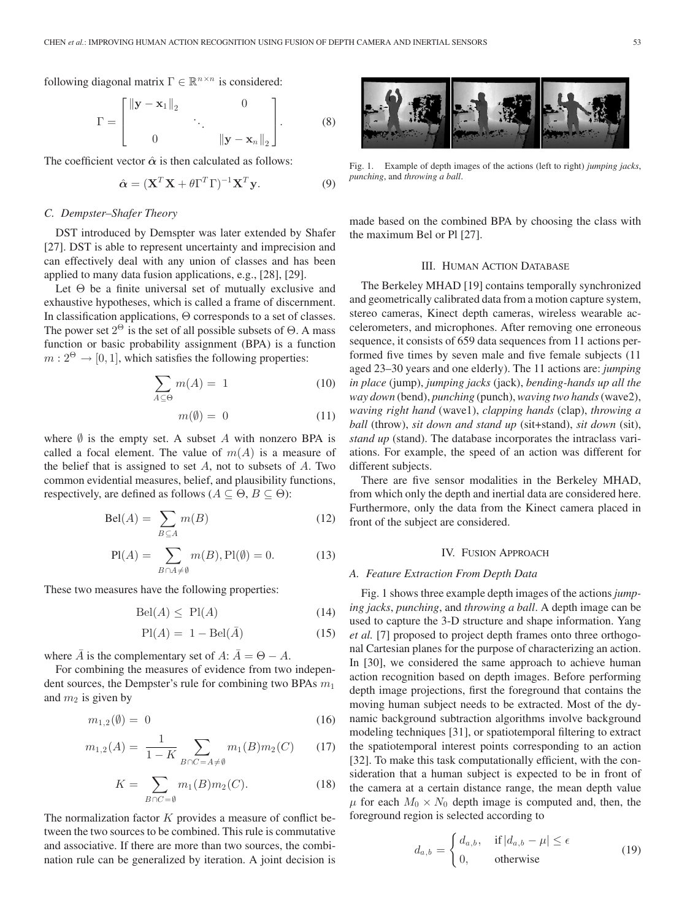following diagonal matrix $\Gamma \in \mathbb{R}^{n \times n}$ is considered:

$$\Gamma = \begin{bmatrix} \|\mathbf{y} - \mathbf{x}_1\|_2 & & 0 \\ & \ddots & \\ 0 & & \|\mathbf{y} - \mathbf{x}_n\|_2 \end{bmatrix}. \tag{8}$$

The coefficient vector $\hat{\boldsymbol{\alpha}}$ is then calculated as follows:

$$\hat{\boldsymbol{\alpha}} = (\mathbf{X}^T \mathbf{X} + \theta \Gamma^T \Gamma)^{-1} \mathbf{X}^T \mathbf{y}. \tag{9}$$

### C. Dempster–Shafer Theory

DST introduced by Demspter was later extended by Shafer [27]. DST is able to represent uncertainty and imprecision and can effectively deal with any union of classes and has been applied to many data fusion applications, e.g., [28], [29].

Let $\Theta$ be a finite universal set of mutually exclusive and exhaustive hypotheses, which is called a frame of discernment. In classification applications, $\Theta$ corresponds to a set of classes. The power set $2^\Theta$ is the set of all possible subsets of $\Theta$. A mass function or basic probability assignment (BPA) is a function $m : 2^\Theta \rightarrow [0, 1]$, which satisfies the following properties:

$$\sum_{A \subseteq \Theta} m(A) = 1 \tag{10}$$

$$m(\emptyset) = 0 \tag{11}$$

where $\emptyset$ is the empty set. A subset $A$ with nonzero BPA is called a focal element. The value of $m(A)$ is a measure of the belief that is assigned to set $A$, not to subsets of $A$. Two common evidential measures, belief, and plausibility functions, respectively, are defined as follows ($A \subseteq \Theta$, $B \subseteq \Theta$):

$$\text{Bel}(A) = \sum_{B \subseteq A} m(B) \tag{12}$$

$$\text{Pl}(A) = \sum_{B \cap A \neq \emptyset} m(B), \text{Pl}(\emptyset) = 0. \tag{13}$$

These two measures have the following properties:

$$\text{Bel}(A) \leq \text{Pl}(A) \tag{14}$$

$$\text{Pl}(A) = 1 - \text{Bel}(\bar{A}) \tag{15}$$

where $\bar{A}$ is the complementary set of $A$: $\bar{A} = \Theta - A$.

For combining the measures of evidence from two independent sources, the Dempster's rule for combining two BPAs $m_1$ and $m_2$ is given by

$$m_{1,2}(\emptyset) = 0 \tag{16}$$

$$m_{1,2}(A) = \frac{1}{1-K} \sum_{B \cap C = A \neq \emptyset} m_1(B) m_2(C) \tag{17}$$

$$K = \sum_{B \cap C = \emptyset} m_1(B) m_2(C). \tag{18}$$

The normalization factor $K$ provides a measure of conflict between the two sources to be combined. This rule is commutative and associative. If there are more than two sources, the combination rule can be generalized by iteration. A joint decision is made based on the combined BPA by choosing the class with the maximum Bel or Pl [27].

Fig. 1. Example of depth images of the actions (left to right) *jumping jacks*, *punching*, and *throwing a ball*.

## III. Human Action Database

The Berkeley MHAD [19] contains temporally synchronized and geometrically calibrated data from a motion capture system, stereo cameras, Kinect depth cameras, wireless wearable accelerometers, and microphones. After removing one erroneous sequence, it consists of 659 data sequences from 11 actions performed five times by seven male and five female subjects (11 aged 23–30 years and one elderly). The 11 actions are: *jumping in place* (jump), *jumping jacks* (jack), *bending-hands up all the way down* (bend), *punching* (punch), *waving two hands* (wave2), *waving right hand* (wave1), *clapping hands* (clap), *throwing a ball* (throw), *sit down and stand up* (sit+stand), *sit down* (sit), *stand up* (stand). The database incorporates the intraclass variations. For example, the speed of an action was different for different subjects.

There are five sensor modalities in the Berkeley MHAD, from which only the depth and inertial data are considered here. Furthermore, only the data from the Kinect camera placed in front of the subject are considered.

## IV. Fusion Approach

### A. Feature Extraction From Depth Data

Fig. 1 shows three example depth images of the actions *jumping jacks*, *punching*, and *throwing a ball*. A depth image can be used to capture the 3-D structure and shape information. Yang *et al.* [7] proposed to project depth frames onto three orthogonal Cartesian planes for the purpose of characterizing an action. In [30], we considered the same approach to achieve human action recognition based on depth images. Before performing depth image projections, first the foreground that contains the moving human subject needs to be extracted. Most of the dynamic background subtraction algorithms involve background modeling techniques [31], or spatiotemporal filtering to extract the spatiotemporal interest points corresponding to an action [32]. To make this task computationally efficient, with the consideration that a human subject is expected to be in front of the camera at a certain distance range, the mean depth value $\mu$ for each $M_0 \times N_0$ depth image is computed and, then, the foreground region is selected according to

$$d_{a,b} = \begin{cases} d_{a,b}, & \text{if } |d_{a,b} - \mu| \leq \epsilon \\ 0, & \text{otherwise} \end{cases} \tag{19}$$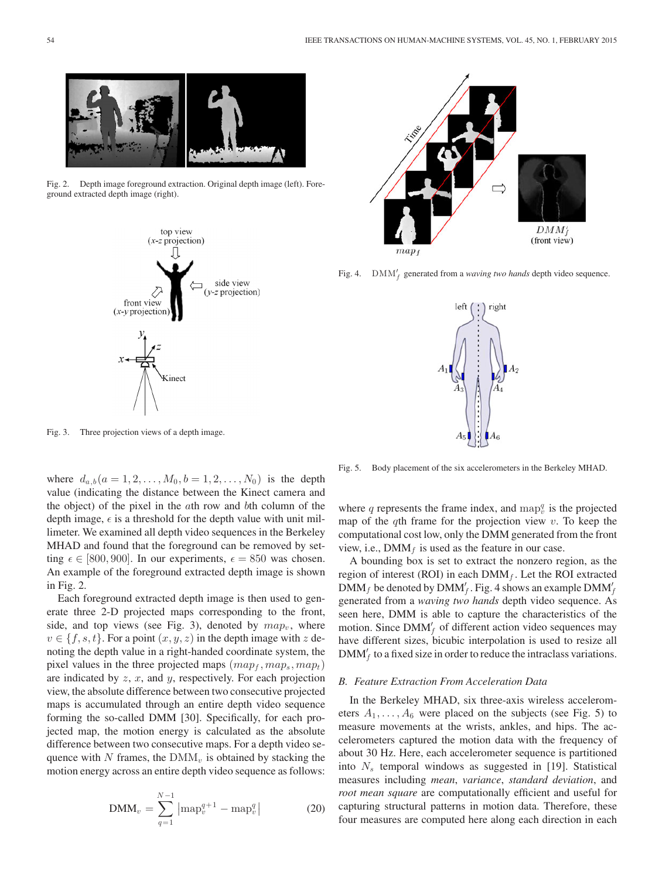Fig. 2. Depth image foreground extraction. Original depth image (left). Foreground extracted depth image (right).

Fig. 3. Three projection views of a depth image.

Fig. 4. $\mathrm{DMM}'_f$ generated from a *waving two hands* depth video sequence.

Fig. 5. Body placement of the six accelerometers in the Berkeley MHAD.

where $d_{a,b}(a = 1, 2, \ldots, M_0, b = 1, 2, \ldots, N_0)$ is the depth value (indicating the distance between the Kinect camera and the object) of the pixel in the $a$th row and $b$th column of the depth image, $\epsilon$ is a threshold for the depth value with unit millimeter. We examined all depth video sequences in the Berkeley MHAD and found that the foreground can be removed by setting $\epsilon \in [800, 900]$. In our experiments, $\epsilon = 850$ was chosen. An example of the foreground extracted depth image is shown in Fig. 2.

Each foreground extracted depth image is then used to generate three 2-D projected maps corresponding to the front, side, and top views (see Fig. 3), denoted by $map_v$, where $v \in \{f, s, t\}$. For a point $(x, y, z)$ in the depth image with $z$ denoting the depth value in a right-handed coordinate system, the pixel values in the three projected maps $(map_f, map_s, map_t)$ are indicated by $z$, $x$, and $y$, respectively. For each projection view, the absolute difference between two consecutive projected maps is accumulated through an entire depth video sequence forming the so-called DMM [30]. Specifically, for each projected map, the motion energy is calculated as the absolute difference between two consecutive maps. For a depth video sequence with $N$ frames, the $\mathrm{DMM}_v$ is obtained by stacking the motion energy across an entire depth video sequence as follows:

$$\mathrm{DMM}_v = \sum_{q=1}^{N-1} \left| \mathrm{map}_v^{q+1} - \mathrm{map}_v^{q} \right| \tag{20}$$

where $q$ represents the frame index, and $\mathrm{map}_v^q$ is the projected map of the $q$th frame for the projection view $v$. To keep the computational cost low, only the DMM generated from the front view, i.e., $\mathrm{DMM}_f$ is used as the feature in our case.

A bounding box is set to extract the nonzero region, as the region of interest (ROI) in each $\mathrm{DMM}_f$. Let the ROI extracted $\mathrm{DMM}_f$ be denoted by $\mathrm{DMM}'_f$. Fig. 4 shows an example $\mathrm{DMM}'_f$ generated from a *waving two hands* depth video sequence. As seen here, DMM is able to capture the characteristics of the motion. Since $\mathrm{DMM}'_f$ of different action video sequences may have different sizes, bicubic interpolation is used to resize all $\mathrm{DMM}'_f$ to a fixed size in order to reduce the intraclass variations.

### B. Feature Extraction From Acceleration Data

In the Berkeley MHAD, six three-axis wireless accelerometers $A_1, \ldots, A_6$ were placed on the subjects (see Fig. 5) to measure movements at the wrists, ankles, and hips. The accelerometers captured the motion data with the frequency of about 30 Hz. Here, each accelerometer sequence is partitioned into $N_s$ temporal windows as suggested in [19]. Statistical measures including *mean*, *variance*, *standard deviation*, and *root mean square* are computationally efficient and useful for capturing structural patterns in motion data. Therefore, these four measures are computed here along each direction in each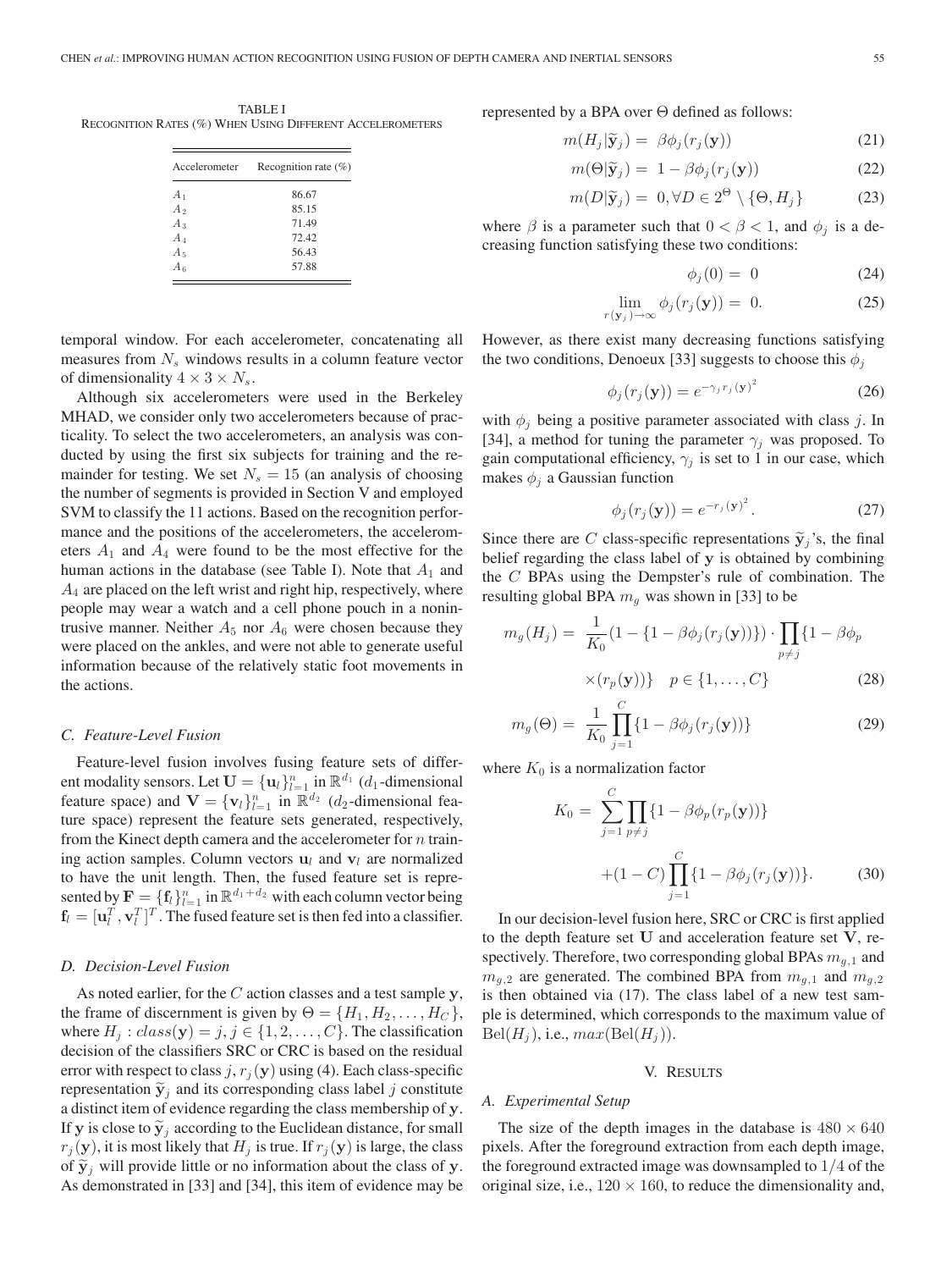TABLE I
RECOGNITION RATES (%) WHEN USING DIFFERENT ACCELEROMETERS

| Accelerometer | Recognition rate (%) |
|---|---|
| $A_1$ | 86.67 |
| $A_2$ | 85.15 |
| $A_3$ | 71.49 |
| $A_4$ | 72.42 |
| $A_5$ | 56.43 |
| $A_6$ | 57.88 |

temporal window. For each accelerometer, concatenating all measures from $N_s$ windows results in a column feature vector of dimensionality $4 \times 3 \times N_s$.

Although six accelerometers were used in the Berkeley MHAD, we consider only two accelerometers because of practicality. To select the two accelerometers, an analysis was conducted by using the first six subjects for training and the remainder for testing. We set $N_s = 15$ (an analysis of choosing the number of segments is provided in Section V and employed SVM to classify the 11 actions. Based on the recognition performance and the positions of the accelerometers, the accelerometers $A_1$ and $A_4$ were found to be the most effective for the human actions in the database (see Table I). Note that $A_1$ and $A_4$ are placed on the left wrist and right hip, respectively, where people may wear a watch and a cell phone pouch in a nonintrusive manner. Neither $A_5$ nor $A_6$ were chosen because they were placed on the ankles, and were not able to generate useful information because of the relatively static foot movements in the actions.

### C. Feature-Level Fusion

Feature-level fusion involves fusing feature sets of different modality sensors. Let $\mathbf{U} = \{\mathbf{u}_l\}_{l=1}^n$ in $\mathbb{R}^{d_1}$ ($d_1$-dimensional feature space) and $\mathbf{V} = \{\mathbf{v}_l\}_{l=1}^n$ in $\mathbb{R}^{d_2}$ ($d_2$-dimensional feature space) represent the feature sets generated, respectively, from the Kinect depth camera and the accelerometer for $n$ training action samples. Column vectors $\mathbf{u}_l$ and $\mathbf{v}_l$ are normalized to have the unit length. Then, the fused feature set is represented by $\mathbf{F} = \{\mathbf{f}_l\}_{l=1}^n$ in $\mathbb{R}^{d_1+d_2}$ with each column vector being $\mathbf{f}_l = [\mathbf{u}_l^T, \mathbf{v}_l^T]^T$. The fused feature set is then fed into a classifier.

### D. Decision-Level Fusion

As noted earlier, for the $C$ action classes and a test sample $\mathbf{y}$, the frame of discernment is given by $\Theta = \{H_1, H_2, \ldots, H_C\}$, where $H_j : class(\mathbf{y}) = j, j \in \{1, 2, \ldots, C\}$. The classification decision of the classifiers SRC or CRC is based on the residual error with respect to class $j$, $r_j(\mathbf{y})$ using (4). Each class-specific representation $\widetilde{\mathbf{y}}_j$ and its corresponding class label $j$ constitute a distinct item of evidence regarding the class membership of $\mathbf{y}$. If $\mathbf{y}$ is close to $\widetilde{\mathbf{y}}_j$ according to the Euclidean distance, for small $r_j(\mathbf{y})$, it is most likely that $H_j$ is true. If $r_j(\mathbf{y})$ is large, the class of $\widetilde{\mathbf{y}}_j$ will provide little or no information about the class of $\mathbf{y}$. As demonstrated in [33] and [34], this item of evidence may be represented by a BPA over $\Theta$ defined as follows:

$$m(H_j|\widetilde{\mathbf{y}}_j) = \beta\phi_j(r_j(\mathbf{y})) \tag{21}$$

$$m(\Theta|\widetilde{\mathbf{y}}_j) = 1 - \beta\phi_j(r_j(\mathbf{y})) \tag{22}$$

$$m(D|\widetilde{\mathbf{y}}_j) = 0, \forall D \in 2^\Theta \setminus \{\Theta, H_j\} \tag{23}$$

where $\beta$ is a parameter such that $0 < \beta < 1$, and $\phi_j$ is a decreasing function satisfying these two conditions:

$$\phi_j(0) = 0 \tag{24}$$

$$\lim_{r(\mathbf{y}_j)\to\infty} \phi_j(r_j(\mathbf{y})) = 0. \tag{25}$$

However, as there exist many decreasing functions satisfying the two conditions, Denoeux [33] suggests to choose this $\phi_j$

$$\phi_j(r_j(\mathbf{y})) = e^{-\gamma_j r_j(\mathbf{y})^2} \tag{26}$$

with $\phi_j$ being a positive parameter associated with class $j$. In [34], a method for tuning the parameter $\gamma_j$ was proposed. To gain computational efficiency, $\gamma_j$ is set to 1 in our case, which makes $\phi_j$ a Gaussian function

$$\phi_j(r_j(\mathbf{y})) = e^{-r_j(\mathbf{y})^2}. \tag{27}$$

Since there are $C$ class-specific representations $\widetilde{\mathbf{y}}_j$'s, the final belief regarding the class label of $\mathbf{y}$ is obtained by combining the $C$ BPAs using the Dempster's rule of combination. The resulting global BPA $m_g$ was shown in [33] to be

$$m_g(H_j) = \frac{1}{K_0}(1 - \{1 - \beta\phi_j(r_j(\mathbf{y}))\}) \cdot \prod_{p\neq j}\{1 - \beta\phi_p \times (r_p(\mathbf{y}))\} \quad p \in \{1, \ldots, C\} \tag{28}$$

$$m_g(\Theta) = \frac{1}{K_0}\prod_{j=1}^{C}\{1 - \beta\phi_j(r_j(\mathbf{y}))\} \tag{29}$$

where $K_0$ is a normalization factor

$$K_0 = \sum_{j=1}^{C}\prod_{p\neq j}\{1 - \beta\phi_p(r_p(\mathbf{y}))\} + (1 - C)\prod_{j=1}^{C}\{1 - \beta\phi_j(r_j(\mathbf{y}))\}. \tag{30}$$

In our decision-level fusion here, SRC or CRC is first applied to the depth feature set $\mathbf{U}$ and acceleration feature set $\mathbf{V}$, respectively. Therefore, two corresponding global BPAs $m_{g,1}$ and $m_{g,2}$ are generated. The combined BPA from $m_{g,1}$ and $m_{g,2}$ is then obtained via (17). The class label of a new test sample is determined, which corresponds to the maximum value of $\text{Bel}(H_j)$, i.e., $max(\text{Bel}(H_j))$.

## V. RESULTS

### A. Experimental Setup

The size of the depth images in the database is $480 \times 640$ pixels. After the foreground extraction from each depth image, the foreground extracted image was downsampled to $1/4$ of the original size, i.e., $120 \times 160$, to reduce the dimensionality and,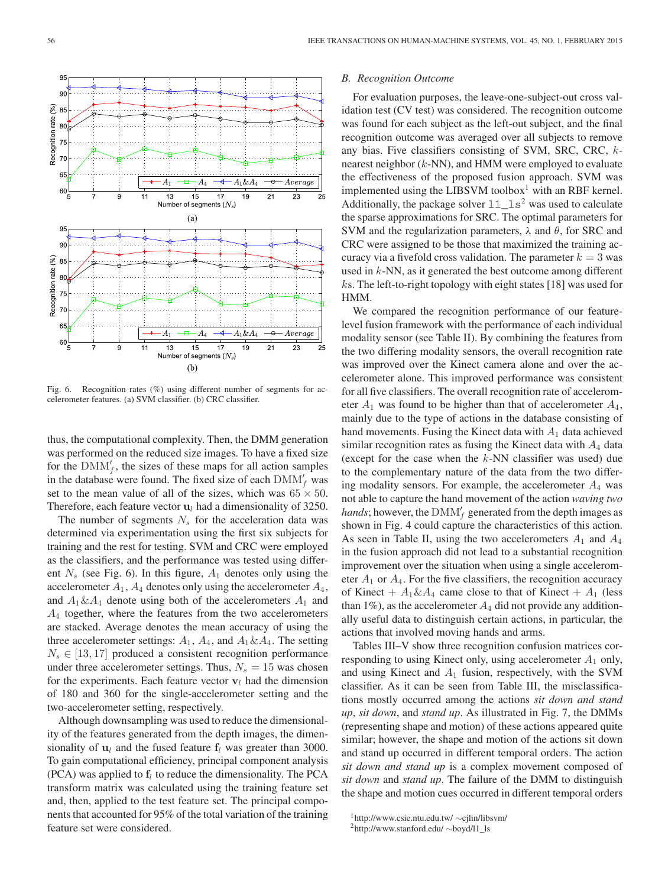Fig. 6. Recognition rates (%) using different number of segments for accelerometer features. (a) SVM classifier. (b) CRC classifier.

thus, the computational complexity. Then, the DMM generation was performed on the reduced size images. To have a fixed size for the $\mathrm{DMM}'_f$, the sizes of these maps for all action samples in the database were found. The fixed size of each $\mathrm{DMM}'_f$ was set to the mean value of all of the sizes, which was $65 \times 50$. Therefore, each feature vector $\mathbf{u}_l$ had a dimensionality of 3250.

The number of segments $N_s$ for the acceleration data was determined via experimentation using the first six subjects for training and the rest for testing. SVM and CRC were employed as the classifiers, and the performance was tested using different $N_s$ (see Fig. 6). In this figure, $A_1$ denotes only using the accelerometer $A_1$, $A_4$ denotes only using the accelerometer $A_4$, and $A_1\&A_4$ denote using both of the accelerometers $A_1$ and $A_4$ together, where the features from the two accelerometers are stacked. Average denotes the mean accuracy of using the three accelerometer settings: $A_1$, $A_4$, and $A_1\&A_4$. The setting $N_s \in [13, 17]$ produced a consistent recognition performance under three accelerometer settings. Thus, $N_s = 15$ was chosen for the experiments. Each feature vector $\mathbf{v}_l$ had the dimension of 180 and 360 for the single-accelerometer setting and the two-accelerometer setting, respectively.

Although downsampling was used to reduce the dimensionality of the features generated from the depth images, the dimensionality of $\mathbf{u}_l$ and the fused feature $\mathbf{f}_l$ was greater than 3000. To gain computational efficiency, principal component analysis (PCA) was applied to $\mathbf{f}_l$ to reduce the dimensionality. The PCA transform matrix was calculated using the training feature set and, then, applied to the test feature set. The principal components that accounted for 95% of the total variation of the training feature set were considered.

### B. Recognition Outcome

For evaluation purposes, the leave-one-subject-out cross validation test (CV test) was considered. The recognition outcome was found for each subject as the left-out subject, and the final recognition outcome was averaged over all subjects to remove any bias. Five classifiers consisting of SVM, SRC, CRC, $k$-nearest neighbor ($k$-NN), and HMM were employed to evaluate the effectiveness of the proposed fusion approach. SVM was implemented using the LIBSVM toolbox[1] with an RBF kernel. Additionally, the package solver `l1_ls`[2] was used to calculate the sparse approximations for SRC. The optimal parameters for SVM and the regularization parameters, $\lambda$ and $\theta$, for SRC and CRC were assigned to be those that maximized the training accuracy via a fivefold cross validation. The parameter $k = 3$ was used in $k$-NN, as it generated the best outcome among different $k$s. The left-to-right topology with eight states [18] was used for HMM.

We compared the recognition performance of our feature-level fusion framework with the performance of each individual modality sensor (see Table II). By combining the features from the two differing modality sensors, the overall recognition rate was improved over the Kinect camera alone and over the accelerometer alone. This improved performance was consistent for all five classifiers. The overall recognition rate of accelerometer $A_1$ was found to be higher than that of accelerometer $A_4$, mainly due to the type of actions in the database consisting of hand movements. Fusing the Kinect data with $A_1$ data achieved similar recognition rates as fusing the Kinect data with $A_4$ data (except for the case when the $k$-NN classifier was used) due to the complementary nature of the data from the two differing modality sensors. For example, the accelerometer $A_4$ was not able to capture the hand movement of the action *waving two hands*; however, the $\mathrm{DMM}'_f$ generated from the depth images as shown in Fig. 4 could capture the characteristics of this action. As seen in Table II, using the two accelerometers $A_1$ and $A_4$ in the fusion approach did not lead to a substantial recognition improvement over the situation when using a single accelerometer $A_1$ or $A_4$. For the five classifiers, the recognition accuracy of Kinect + $A_1\&A_4$ came close to that of Kinect + $A_1$ (less than 1%), as the accelerometer $A_4$ did not provide any additionally useful data to distinguish certain actions, in particular, the actions that involved moving hands and arms.

Tables III–V show three recognition confusion matrices corresponding to using Kinect only, using accelerometer $A_1$ only, and using Kinect and $A_1$ fusion, respectively, with the SVM classifier. As it can be seen from Table III, the misclassifications mostly occurred among the actions *sit down and stand up*, *sit down*, and *stand up*. As illustrated in Fig. 7, the DMMs (representing shape and motion) of these actions appeared quite similar; however, the shape and motion of the actions sit down and stand up occurred in different temporal orders. The action *sit down and stand up* is a complex movement composed of *sit down* and *stand up*. The failure of the DMM to distinguish the shape and motion cues occurred in different temporal orders

[1] http://www.csie.ntu.edu.tw/ ~cjlin/libsvm/

[2] http://www.stanford.edu/ ~boyd/l1_ls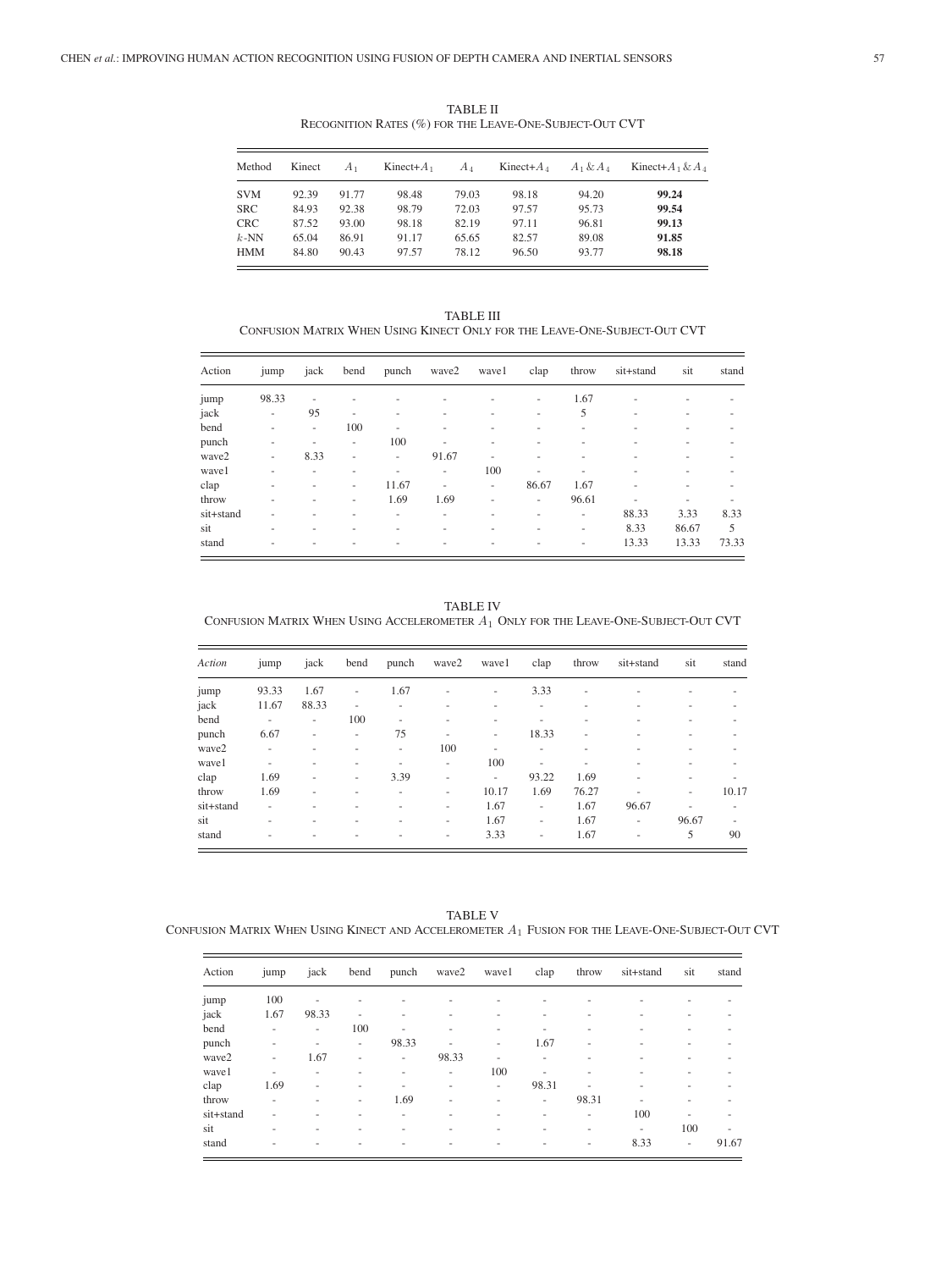TABLE II
RECOGNITION RATES (%) FOR THE LEAVE-ONE-SUBJECT-OUT CVT

| Method | Kinect | $A_1$ | Kinect+$A_1$ | $A_4$ | Kinect+$A_4$ | $A_1$ & $A_4$ | Kinect+$A_1$ & $A_4$ |
|---|---|---|---|---|---|---|---|
| SVM | 92.39 | 91.77 | 98.48 | 79.03 | 98.18 | 94.20 | **99.24** |
| SRC | 84.93 | 92.38 | 98.79 | 72.03 | 97.57 | 95.73 | **99.54** |
| CRC | 87.52 | 93.00 | 98.18 | 82.19 | 97.11 | 96.81 | **99.13** |
| $k$-NN | 65.04 | 86.91 | 91.17 | 65.65 | 82.57 | 89.08 | **91.85** |
| HMM | 84.80 | 90.43 | 97.57 | 78.12 | 96.50 | 93.77 | **98.18** |

TABLE III
CONFUSION MATRIX WHEN USING KINECT ONLY FOR THE LEAVE-ONE-SUBJECT-OUT CVT

| Action | jump | jack | bend | punch | wave2 | wave1 | clap | throw | sit+stand | sit | stand |
|---|---|---|---|---|---|---|---|---|---|---|---|
| jump | 98.33 | - | - | - | - | - | - | 1.67 | - | - | - |
| jack | - | 95 | - | - | - | - | - | 5 | - | - | - |
| bend | - | - | 100 | - | - | - | - | - | - | - | - |
| punch | - | - | - | 100 | - | - | - | - | - | - | - |
| wave2 | - | 8.33 | - | - | 91.67 | - | - | - | - | - | - |
| wave1 | - | - | - | - | - | 100 | - | - | - | - | - |
| clap | - | - | - | 11.67 | - | - | 86.67 | 1.67 | - | - | - |
| throw | - | - | - | 1.69 | 1.69 | - | - | 96.61 | - | - | - |
| sit+stand | - | - | - | - | - | - | - | - | 88.33 | 3.33 | 8.33 |
| sit | - | - | - | - | - | - | - | - | 8.33 | 86.67 | 5 |
| stand | - | - | - | - | - | - | - | - | 13.33 | 13.33 | 73.33 |

TABLE IV
CONFUSION MATRIX WHEN USING ACCELEROMETER $A_1$ ONLY FOR THE LEAVE-ONE-SUBJECT-OUT CVT

| *Action* | jump | jack | bend | punch | wave2 | wave1 | clap | throw | sit+stand | sit | stand |
|---|---|---|---|---|---|---|---|---|---|---|---|
| jump | 93.33 | 1.67 | - | 1.67 | - | - | 3.33 | - | - | - | - |
| jack | 11.67 | 88.33 | - | - | - | - | - | - | - | - | - |
| bend | - | - | 100 | - | - | - | - | - | - | - | - |
| punch | 6.67 | - | - | 75 | - | - | 18.33 | - | - | - | - |
| wave2 | - | - | - | - | 100 | - | - | - | - | - | - |
| wave1 | - | - | - | - | - | 100 | - | - | - | - | - |
| clap | 1.69 | - | - | 3.39 | - | - | 93.22 | 1.69 | - | - | - |
| throw | 1.69 | - | - | - | - | 10.17 | 1.69 | 76.27 | - | - | 10.17 |
| sit+stand | - | - | - | - | - | 1.67 | - | 1.67 | 96.67 | - | - |
| sit | - | - | - | - | - | 1.67 | - | 1.67 | - | 96.67 | - |
| stand | - | - | - | - | - | 3.33 | - | 1.67 | - | 5 | 90 |

TABLE V
CONFUSION MATRIX WHEN USING KINECT AND ACCELEROMETER $A_1$ FUSION FOR THE LEAVE-ONE-SUBJECT-OUT CVT

| Action | jump | jack | bend | punch | wave2 | wave1 | clap | throw | sit+stand | sit | stand |
|---|---|---|---|---|---|---|---|---|---|---|---|
| jump | 100 | - | - | - | - | - | - | - | - | - | - |
| jack | 1.67 | 98.33 | - | - | - | - | - | - | - | - | - |
| bend | - | - | 100 | - | - | - | - | - | - | - | - |
| punch | - | - | - | 98.33 | - | - | 1.67 | - | - | - | - |
| wave2 | - | 1.67 | - | - | 98.33 | - | - | - | - | - | - |
| wave1 | - | - | - | - | - | 100 | - | - | - | - | - |
| clap | 1.69 | - | - | - | - | - | 98.31 | - | - | - | - |
| throw | - | - | - | 1.69 | - | - | - | 98.31 | - | - | - |
| sit+stand | - | - | - | - | - | - | - | - | 100 | - | - |
| sit | - | - | - | - | - | - | - | - | - | 100 | - |
| stand | - | - | - | - | - | - | - | - | 8.33 | - | 91.67 |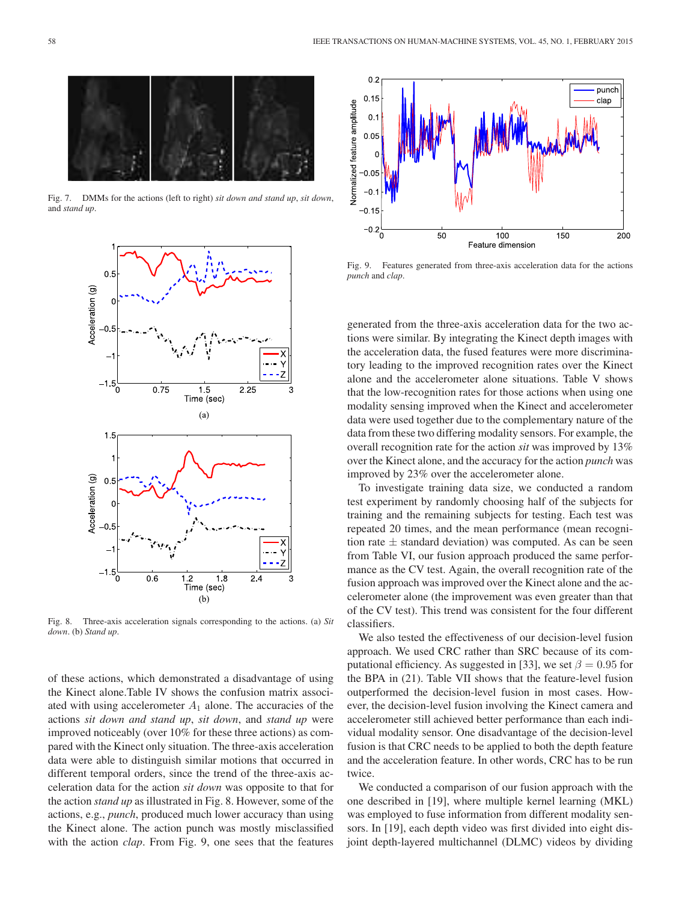Fig. 7. DMMs for the actions (left to right) *sit down and stand up*, *sit down*, and *stand up*.

Fig. 8. Three-axis acceleration signals corresponding to the actions. (a) *Sit down*. (b) *Stand up*.

Fig. 9. Features generated from three-axis acceleration data for the actions *punch* and *clap*.

of these actions, which demonstrated a disadvantage of using the Kinect alone.Table IV shows the confusion matrix associated with using accelerometer $A_1$ alone. The accuracies of the actions *sit down and stand up*, *sit down*, and *stand up* were improved noticeably (over 10% for these three actions) as compared with the Kinect only situation. The three-axis acceleration data were able to distinguish similar motions that occurred in different temporal orders, since the trend of the three-axis acceleration data for the action *sit down* was opposite to that for the action *stand up* as illustrated in Fig. 8. However, some of the actions, e.g., *punch*, produced much lower accuracy than using the Kinect alone. The action punch was mostly misclassified with the action *clap*. From Fig. 9, one sees that the features generated from the three-axis acceleration data for the two actions were similar. By integrating the Kinect depth images with the acceleration data, the fused features were more discriminatory leading to the improved recognition rates over the Kinect alone and the accelerometer alone situations. Table V shows that the low-recognition rates for those actions when using one modality sensing improved when the Kinect and accelerometer data were used together due to the complementary nature of the data from these two differing modality sensors. For example, the overall recognition rate for the action *sit* was improved by 13% over the Kinect alone, and the accuracy for the action *punch* was improved by 23% over the accelerometer alone.

To investigate training data size, we conducted a random test experiment by randomly choosing half of the subjects for training and the remaining subjects for testing. Each test was repeated 20 times, and the mean performance (mean recognition rate ± standard deviation) was computed. As can be seen from Table VI, our fusion approach produced the same performance as the CV test. Again, the overall recognition rate of the fusion approach was improved over the Kinect alone and the accelerometer alone (the improvement was even greater than that of the CV test). This trend was consistent for the four different classifiers.

We also tested the effectiveness of our decision-level fusion approach. We used CRC rather than SRC because of its computational efficiency. As suggested in [33], we set $\beta = 0.95$ for the BPA in (21). Table VII shows that the feature-level fusion outperformed the decision-level fusion in most cases. However, the decision-level fusion involving the Kinect camera and accelerometer still achieved better performance than each individual modality sensor. One disadvantage of the decision-level fusion is that CRC needs to be applied to both the depth feature and the acceleration feature. In other words, CRC has to be run twice.

We conducted a comparison of our fusion approach with the one described in [19], where multiple kernel learning (MKL) was employed to fuse information from different modality sensors. In [19], each depth video was first divided into eight disjoint depth-layered multichannel (DLMC) videos by dividing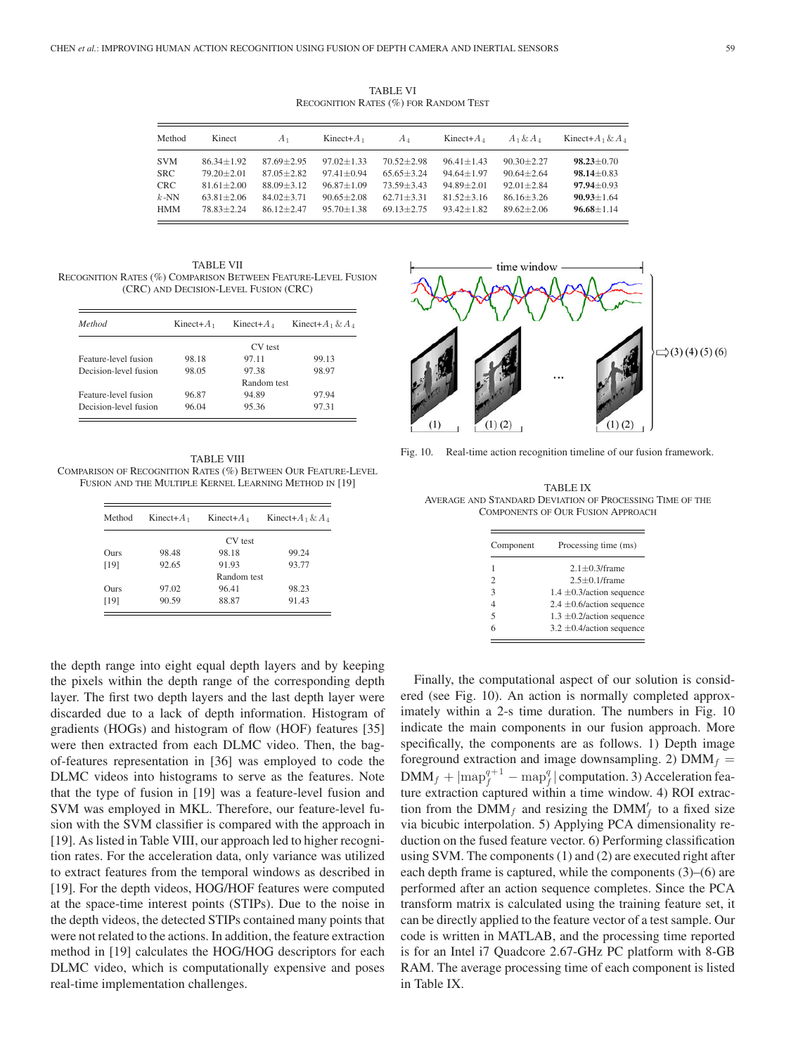TABLE VI
RECOGNITION RATES (%) FOR RANDOM TEST

| Method | Kinect | $A_1$ | Kinect+$A_1$ | $A_4$ | Kinect+$A_4$ | $A_1$ & $A_4$ | Kinect+$A_1$ & $A_4$ |
|---|---|---|---|---|---|---|---|
| SVM | 86.34±1.92 | 87.69±2.95 | 97.02±1.33 | 70.52±2.98 | 96.41±1.43 | 90.30±2.27 | **98.23**±0.70 |
| SRC | 79.20±2.01 | 87.05±2.82 | 97.41±0.94 | 65.65±3.24 | 94.64±1.97 | 90.64±2.64 | **98.14**±0.83 |
| CRC | 81.61±2.00 | 88.09±3.12 | 96.87±1.09 | 73.59±3.43 | 94.89±2.01 | 92.01±2.84 | **97.94**±0.93 |
| $k$-NN | 63.81±2.06 | 84.02±3.71 | 90.65±2.08 | 62.71±3.31 | 81.52±3.16 | 86.16±3.26 | **90.93**±1.64 |
| HMM | 78.83±2.24 | 86.12±2.47 | 95.70±1.38 | 69.13±2.75 | 93.42±1.82 | 89.62±2.06 | **96.68**±1.14 |

TABLE VII
RECOGNITION RATES (%) COMPARISON BETWEEN FEATURE-LEVEL FUSION (CRC) AND DECISION-LEVEL FUSION (CRC)

| *Method* | Kinect+$A_1$ | Kinect+$A_4$ | Kinect+$A_1$ & $A_4$ |
|---|---|---|---|
| | | CV test | |
| Feature-level fusion | 98.18 | 97.11 | 99.13 |
| Decision-level fusion | 98.05 | 97.38 | 98.97 |
| | | Random test | |
| Feature-level fusion | 96.87 | 94.89 | 97.94 |
| Decision-level fusion | 96.04 | 95.36 | 97.31 |

TABLE VIII
COMPARISON OF RECOGNITION RATES (%) BETWEEN OUR FEATURE-LEVEL FUSION AND THE MULTIPLE KERNEL LEARNING METHOD IN [19]

| Method | Kinect+$A_1$ | Kinect+$A_4$ | Kinect+$A_1$ & $A_4$ |
|---|---|---|---|
| | | CV test | |
| Ours | 98.48 | 98.18 | 99.24 |
| [19] | 92.65 | 91.93 | 93.77 |
| | | Random test | |
| Ours | 97.02 | 96.41 | 98.23 |
| [19] | 90.59 | 88.87 | 91.43 |

the depth range into eight equal depth layers and by keeping the pixels within the depth range of the corresponding depth layer. The first two depth layers and the last depth layer were discarded due to a lack of depth information. Histogram of gradients (HOGs) and histogram of flow (HOF) features [35] were then extracted from each DLMC video. Then, the bag-of-features representation in [36] was employed to code the DLMC videos into histograms to serve as the features. Note that the type of fusion in [19] was a feature-level fusion and SVM was employed in MKL. Therefore, our feature-level fusion with the SVM classifier is compared with the approach in [19]. As listed in Table VIII, our approach led to higher recognition rates. For the acceleration data, only variance was utilized to extract features from the temporal windows as described in [19]. For the depth videos, HOG/HOF features were computed at the space-time interest points (STIPs). Due to the noise in the depth videos, the detected STIPs contained many points that were not related to the actions. In addition, the feature extraction method in [19] calculates the HOG/HOG descriptors for each DLMC video, which is computationally expensive and poses real-time implementation challenges.

Fig. 10. Real-time action recognition timeline of our fusion framework.

TABLE IX
AVERAGE AND STANDARD DEVIATION OF PROCESSING TIME OF THE COMPONENTS OF OUR FUSION APPROACH

| Component | Processing time (ms) |
|---|---|
| 1 | 2.1±0.3/frame |
| 2 | 2.5±0.1/frame |
| 3 | 1.4 ±0.3/action sequence |
| 4 | 2.4 ±0.6/action sequence |
| 5 | 1.3 ±0.2/action sequence |
| 6 | 3.2 ±0.4/action sequence |

Finally, the computational aspect of our solution is considered (see Fig. 10). An action is normally completed approximately within a 2-s time duration. The numbers in Fig. 10 indicate the main components in our fusion approach. More specifically, the components are as follows. 1) Depth image foreground extraction and image downsampling. 2) $\text{DMM}_f = \text{DMM}_f + |\text{map}_f^{q+1} - \text{map}_f^q|$ computation. 3) Acceleration feature extraction captured within a time window. 4) ROI extraction from the $\text{DMM}_f$ and resizing the $\text{DMM}_f'$ to a fixed size via bicubic interpolation. 5) Applying PCA dimensionality reduction on the fused feature vector. 6) Performing classification using SVM. The components (1) and (2) are executed right after each depth frame is captured, while the components (3)–(6) are performed after an action sequence completes. Since the PCA transform matrix is calculated using the training feature set, it can be directly applied to the feature vector of a test sample. Our code is written in MATLAB, and the processing time reported is for an Intel i7 Quadcore 2.67-GHz PC platform with 8-GB RAM. The average processing time of each component is listed in Table IX.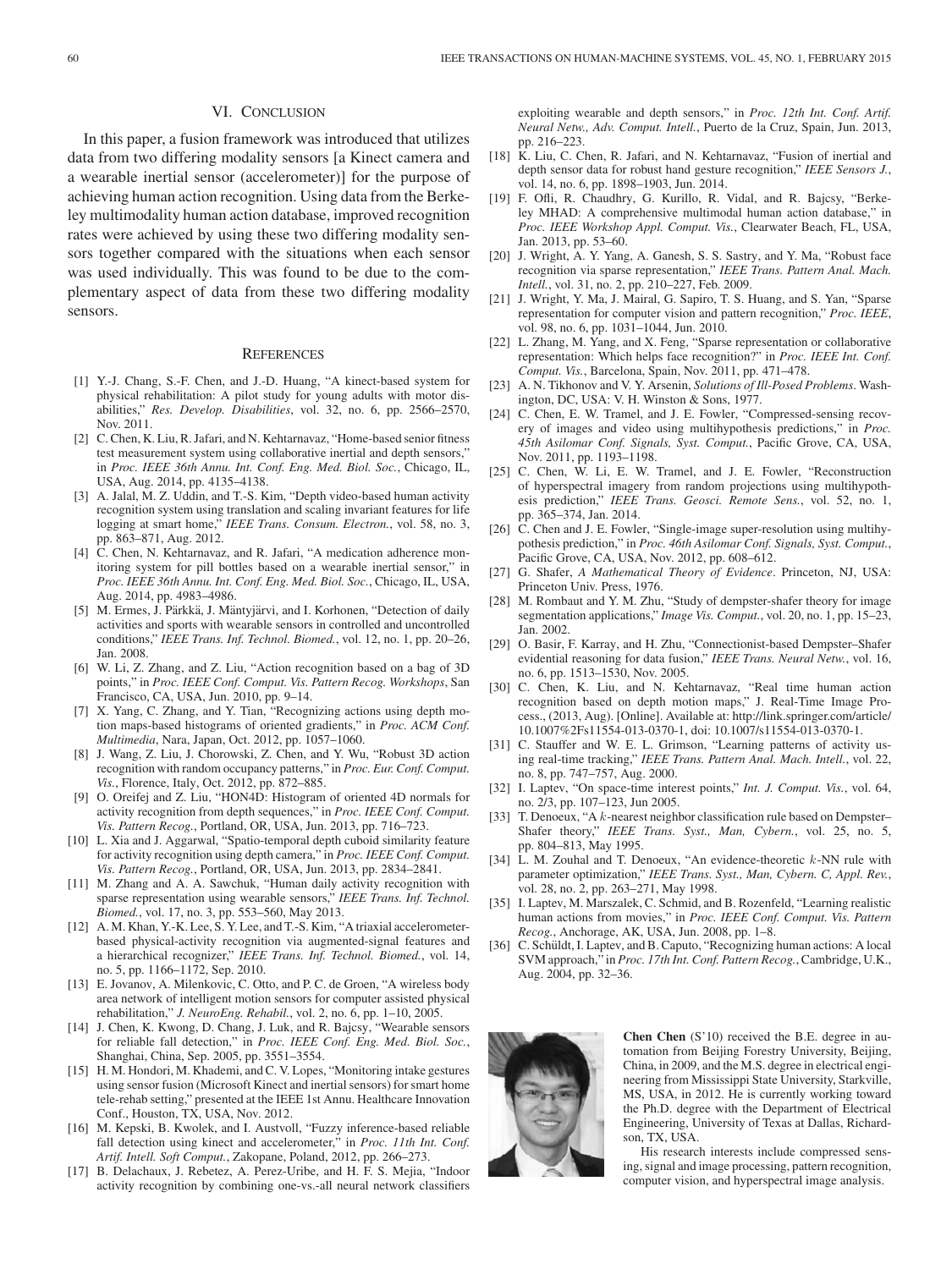## VI. Conclusion

In this paper, a fusion framework was introduced that utilizes data from two differing modality sensors [a Kinect camera and a wearable inertial sensor (accelerometer)] for the purpose of achieving human action recognition. Using data from the Berkeley multimodality human action database, improved recognition rates were achieved by using these two differing modality sensors together compared with the situations when each sensor was used individually. This was found to be due to the complementary aspect of data from these two differing modality sensors.

## References

[1] Y.-J. Chang, S.-F. Chen, and J.-D. Huang, "A kinect-based system for physical rehabilitation: A pilot study for young adults with motor disabilities," *Res. Develop. Disabilities*, vol. 32, no. 6, pp. 2566–2570, Nov. 2011.

[2] C. Chen, K. Liu, R. Jafari, and N. Kehtarnavaz, "Home-based senior fitness test measurement system using collaborative inertial and depth sensors," in *Proc. IEEE 36th Annu. Int. Conf. Eng. Med. Biol. Soc.*, Chicago, IL, USA, Aug. 2014, pp. 4135–4138.

[3] A. Jalal, M. Z. Uddin, and T.-S. Kim, "Depth video-based human activity recognition system using translation and scaling invariant features for life logging at smart home," *IEEE Trans. Consum. Electron.*, vol. 58, no. 3, pp. 863–871, Aug. 2012.

[4] C. Chen, N. Kehtarnavaz, and R. Jafari, "A medication adherence monitoring system for pill bottles based on a wearable inertial sensor," in *Proc. IEEE 36th Annu. Int. Conf. Eng. Med. Biol. Soc*, Chicago, IL, USA, Aug. 2014, pp. 4983–4986.

[5] M. Ermes, J. Pärkkä, J. Mäntyjärvi, and I. Korhonen, "Detection of daily activities and sports with wearable sensors in controlled and uncontrolled conditions," *IEEE Trans. Inf. Technol. Biomed.*, vol. 12, no. 1, pp. 20–26, Jan. 2008.

[6] W. Li, Z. Zhang, and Z. Liu, "Action recognition based on a bag of 3D points," in *Proc. IEEE Conf. Comput. Vis. Pattern Recog. Workshops*, San Francisco, CA, USA, Jun. 2010, pp. 9–14.

[7] X. Yang, C. Zhang, and Y. Tian, "Recognizing actions using depth motion maps-based histograms of oriented gradients," in *Proc. ACM Conf. Multimedia*, Nara, Japan, Oct. 2012, pp. 1057–1060.

[8] J. Wang, Z. Liu, J. Chorowski, Z. Chen, and Y. Wu, "Robust 3D action recognition with random occupancy patterns," in *Proc. Eur. Conf. Comput. Vis.*, Florence, Italy, Oct. 2012, pp. 872–885.

[9] O. Oreifej and Z. Liu, "HON4D: Histogram of oriented 4D normals for activity recognition from depth sequences," in *Proc. IEEE Conf. Comput. Vis. Pattern Recog.*, Portland, OR, USA, Jun. 2013, pp. 716–723.

[10] L. Xia and J. Aggarwal, "Spatio-temporal depth cuboid similarity feature for activity recognition using depth camera," in *Proc. IEEE Conf. Comput. Vis. Pattern Recog.*, Portland, OR, USA, Jun. 2013, pp. 2834–2841.

[11] M. Zhang and A. A. Sawchuk, "Human daily activity recognition with sparse representation using wearable sensors," *IEEE Trans. Inf. Technol. Biomed.*, vol. 17, no. 3, pp. 553–560, May 2013.

[12] A. M. Khan, Y.-K. Lee, S. Y. Lee, and T.-S. Kim, "A triaxial accelerometer-based physical-activity recognition via augmented-signal features and a hierarchical recognizer," *IEEE Trans. Inf. Technol. Biomed.*, vol. 14, no. 5, pp. 1166–1172, Sep. 2010.

[13] E. Jovanov, A. Milenkovic, C. Otto, and P. C. de Groen, "A wireless body area network of intelligent motion sensors for computer assisted physical rehabilitation," *J. NeuroEng. Rehabil.*, vol. 2, no. 6, pp. 1–10, 2005.

[14] J. Chen, K. Kwong, D. Chang, J. Luk, and R. Bajcsy, "Wearable sensors for reliable fall detection," in *Proc. IEEE Conf. Eng. Med. Biol. Soc.*, Shanghai, China, Sep. 2005, pp. 3551–3554.

[15] H. M. Hondori, M. Khademi, and C. V. Lopes, "Monitoring intake gestures using sensor fusion (Microsoft Kinect and inertial sensors) for smart home tele-rehab setting," presented at the IEEE 1st Annu. Healthcare Innovation Conf., Houston, TX, USA, Nov. 2012.

[16] M. Kepski, B. Kwolek, and I. Austvoll, "Fuzzy inference-based reliable fall detection using kinect and accelerometer," in *Proc. 11th Int. Conf. Artif. Intell. Soft Comput.*, Zakopane, Poland, 2012, pp. 266–273.

[17] B. Delachaux, J. Rebetez, A. Perez-Uribe, and H. F. S. Mejia, "Indoor activity recognition by combining one-vs.-all neural network classifiers exploiting wearable and depth sensors," in *Proc. 12th Int. Conf. Artif. Neural Netw., Adv. Comput. Intell.*, Puerto de la Cruz, Spain, Jun. 2013, pp. 216–223.

[18] K. Liu, C. Chen, R. Jafari, and N. Kehtarnavaz, "Fusion of inertial and depth sensor data for robust hand gesture recognition," *IEEE Sensors J.*, vol. 14, no. 6, pp. 1898–1903, Jun. 2014.

[19] F. Ofli, R. Chaudhry, G. Kurillo, R. Vidal, and R. Bajcsy, "Berkeley MHAD: A comprehensive multimodal human action database," in *Proc. IEEE Workshop Appl. Comput. Vis.*, Clearwater Beach, FL, USA, Jan. 2013, pp. 53–60.

[20] J. Wright, A. Y. Yang, A. Ganesh, S. S. Sastry, and Y. Ma, "Robust face recognition via sparse representation," *IEEE Trans. Pattern Anal. Mach. Intell.*, vol. 31, no. 2, pp. 210–227, Feb. 2009.

[21] J. Wright, Y. Ma, J. Mairal, G. Sapiro, T. S. Huang, and S. Yan, "Sparse representation for computer vision and pattern recognition," *Proc. IEEE*, vol. 98, no. 6, pp. 1031–1044, Jun. 2010.

[22] L. Zhang, M. Yang, and X. Feng, "Sparse representation or collaborative representation: Which helps face recognition?" in *Proc. IEEE Int. Conf. Comput. Vis.*, Barcelona, Spain, Nov. 2011, pp. 471–478.

[23] A. N. Tikhonov and V. Y. Arsenin, *Solutions of Ill-Posed Problems*. Washington, DC, USA: V. H. Winston & Sons, 1977.

[24] C. Chen, E. W. Tramel, and J. E. Fowler, "Compressed-sensing recovery of images and video using multihypothesis predictions," in *Proc. 45th Asilomar Conf. Signals, Syst. Comput.*, Pacific Grove, CA, USA, Nov. 2011, pp. 1193–1198.

[25] C. Chen, W. Li, E. W. Tramel, and J. E. Fowler, "Reconstruction of hyperspectral imagery from random projections using multihypothesis prediction," *IEEE Trans. Geosci. Remote Sens.*, vol. 52, no. 1, pp. 365–374, Jan. 2014.

[26] C. Chen and J. E. Fowler, "Single-image super-resolution using multihypothesis prediction," in *Proc. 46th Asilomar Conf. Signals, Syst. Comput.*, Pacific Grove, CA, USA, Nov. 2012, pp. 608–612.

[27] G. Shafer, *A Mathematical Theory of Evidence*. Princeton, NJ, USA: Princeton Univ. Press, 1976.

[28] M. Rombaut and Y. M. Zhu, "Study of dempster-shafer theory for image segmentation applications," *Image Vis. Comput.*, vol. 20, no. 1, pp. 15–23, Jan. 2002.

[29] O. Basir, F. Karray, and H. Zhu, "Connectionist-based Dempster–Shafer evidential reasoning for data fusion," *IEEE Trans. Neural Netw.*, vol. 16, no. 6, pp. 1513–1530, Nov. 2005.

[30] C. Chen, K. Liu, and N. Kehtarnavaz, "Real time human action recognition based on depth motion maps," J. Real-Time Image Process., (2013, Aug). [Online]. Available at: http://link.springer.com/article/10.1007%2Fs11554-013-0370-1, doi: 10.1007/s11554-013-0370-1.

[31] C. Stauffer and W. E. L. Grimson, "Learning patterns of activity using real-time tracking," *IEEE Trans. Pattern Anal. Mach. Intell.*, vol. 22, no. 8, pp. 747–757, Aug. 2000.

[32] I. Laptev, "On space-time interest points," *Int. J. Comput. Vis.*, vol. 64, no. 2/3, pp. 107–123, Jun 2005.

[33] T. Denoeux, "A $k$-nearest neighbor classification rule based on Dempster–Shafer theory," *IEEE Trans. Syst., Man, Cybern.*, vol. 25, no. 5, pp. 804–813, May 1995.

[34] L. M. Zouhal and T. Denoeux, "An evidence-theoretic $k$-NN rule with parameter optimization," *IEEE Trans. Syst., Man, Cybern. C, Appl. Rev.*, vol. 28, no. 2, pp. 263–271, May 1998.

[35] I. Laptev, M. Marszalek, C. Schmid, and B. Rozenfeld, "Learning realistic human actions from movies," in *Proc. IEEE Conf. Comput. Vis. Pattern Recog.*, Anchorage, AK, USA, Jun. 2008, pp. 1–8.

[36] C. Schüldt, I. Laptev, and B. Caputo, "Recognizing human actions: A local SVM approach," in *Proc. 17th Int. Conf. Pattern Recog.*, Cambridge, U.K., Aug. 2004, pp. 32–36.

**Chen Chen** (S'10) received the B.E. degree in automation from Beijing Forestry University, Beijing, China, in 2009, and the M.S. degree in electrical engineering from Mississippi State University, Starkville, MS, USA, in 2012. He is currently working toward the Ph.D. degree with the Department of Electrical Engineering, University of Texas at Dallas, Richardson, TX, USA.

His research interests include compressed sensing, signal and image processing, pattern recognition, computer vision, and hyperspectral image analysis.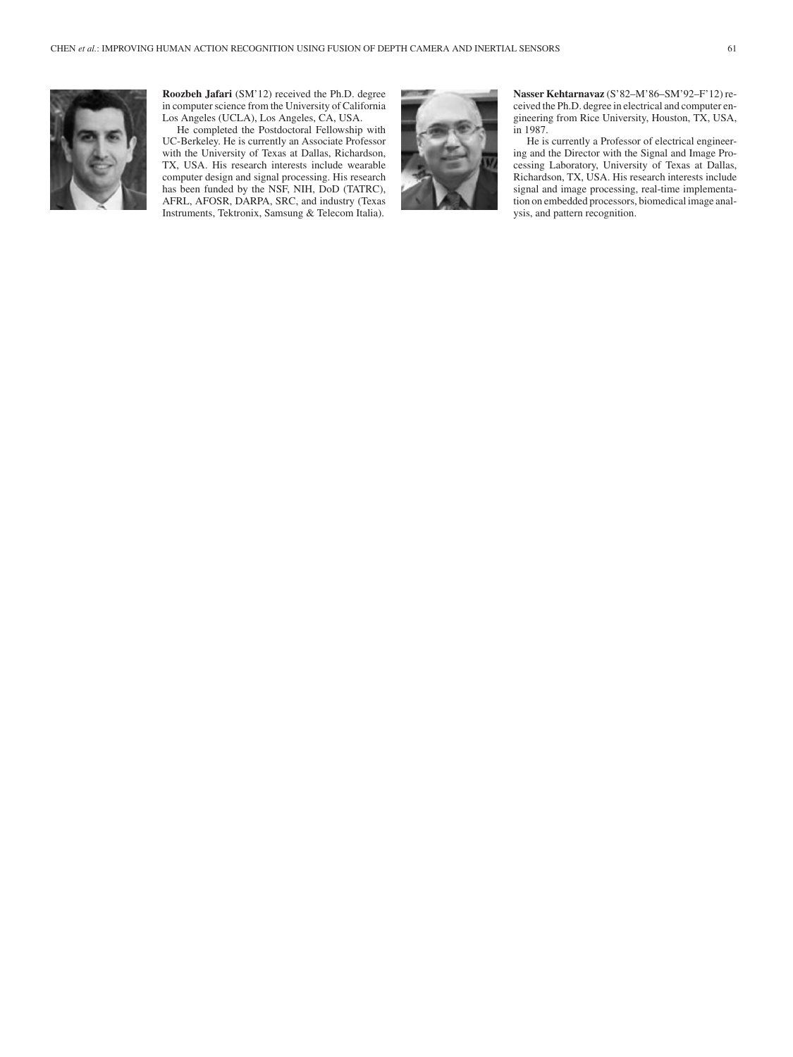**Roozbeh Jafari** (SM'12) received the Ph.D. degree in computer science from the University of California Los Angeles (UCLA), Los Angeles, CA, USA.

He completed the Postdoctoral Fellowship with UC-Berkeley. He is currently an Associate Professor with the University of Texas at Dallas, Richardson, TX, USA. His research interests include wearable computer design and signal processing. His research has been funded by the NSF, NIH, DoD (TATRC), AFRL, AFOSR, DARPA, SRC, and industry (Texas Instruments, Tektronix, Samsung & Telecom Italia).

**Nasser Kehtarnavaz** (S'82–M'86–SM'92–F'12) received the Ph.D. degree in electrical and computer engineering from Rice University, Houston, TX, USA, in 1987.

He is currently a Professor of electrical engineering and the Director with the Signal and Image Processing Laboratory, University of Texas at Dallas, Richardson, TX, USA. His research interests include signal and image processing, real-time implementation on embedded processors, biomedical image analysis, and pattern recognition.